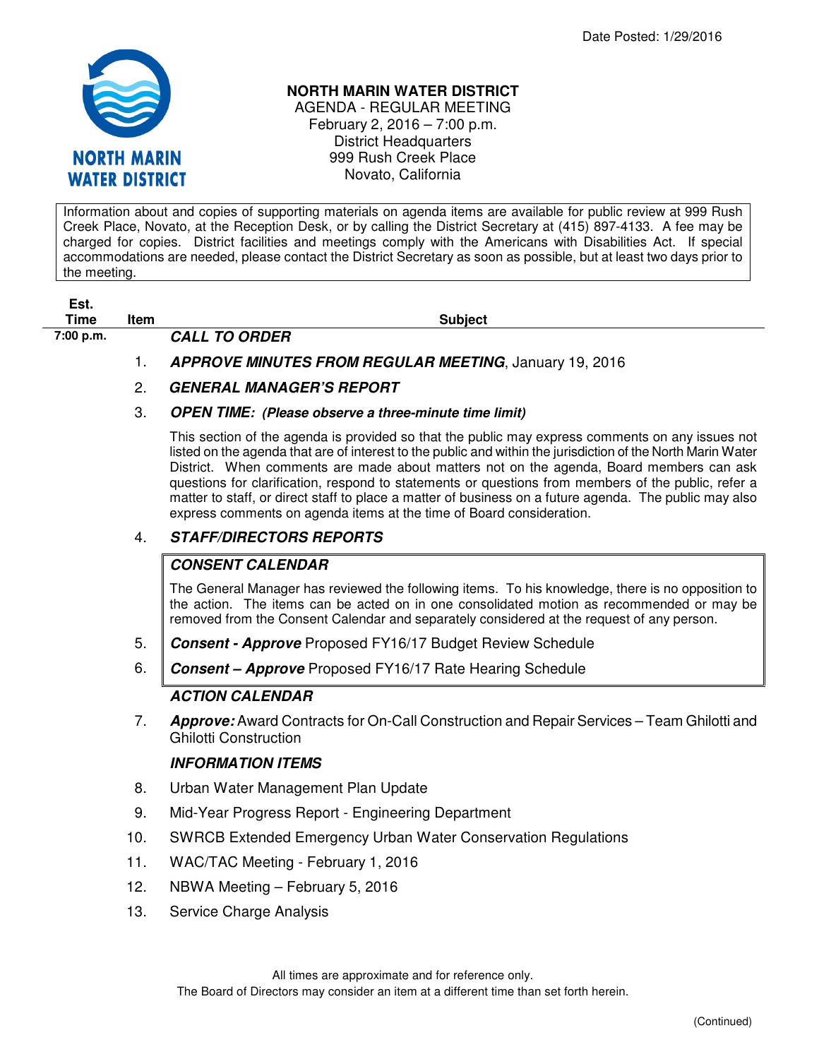Date Posted: 1/29/2016

# NORTH MARIN WATER DISTRICT

AGENDA - REGULAR MEETING
February 2, 2016 – 7:00 p.m.
District Headquarters
999 Rush Creek Place
Novato, California

Information about and copies of supporting materials on agenda items are available for public review at 999 Rush Creek Place, Novato, at the Reception Desk, or by calling the District Secretary at (415) 897-4133. A fee may be charged for copies. District facilities and meetings comply with the Americans with Disabilities Act. If special accommodations are needed, please contact the District Secretary as soon as possible, but at least two days prior to the meeting.

| Est. Time | Item | Subject |
|---|---|---|
| 7:00 p.m. | | ***CALL TO ORDER*** |
| | 1. | ***APPROVE MINUTES FROM REGULAR MEETING***, January 19, 2016 |
| | 2. | ***GENERAL MANAGER'S REPORT*** |
| | 3. | ***OPEN TIME: (Please observe a three-minute time limit)*** |

This section of the agenda is provided so that the public may express comments on any issues not listed on the agenda that are of interest to the public and within the jurisdiction of the North Marin Water District. When comments are made about matters not on the agenda, Board members can ask questions for clarification, respond to statements or questions from members of the public, refer a matter to staff, or direct staff to place a matter of business on a future agenda. The public may also express comments on agenda items at the time of Board consideration.

4. ***STAFF/DIRECTORS REPORTS***

***CONSENT CALENDAR***

The General Manager has reviewed the following items. To his knowledge, there is no opposition to the action. The items can be acted on in one consolidated motion as recommended or may be removed from the Consent Calendar and separately considered at the request of any person.

5. ***Consent - Approve*** Proposed FY16/17 Budget Review Schedule
6. ***Consent – Approve*** Proposed FY16/17 Rate Hearing Schedule

***ACTION CALENDAR***

7. ***Approve:*** Award Contracts for On-Call Construction and Repair Services – Team Ghilotti and Ghilotti Construction

***INFORMATION ITEMS***

8. Urban Water Management Plan Update
9. Mid-Year Progress Report - Engineering Department
10. SWRCB Extended Emergency Urban Water Conservation Regulations
11. WAC/TAC Meeting - February 1, 2016
12. NBWA Meeting – February 5, 2016
13. Service Charge Analysis

All times are approximate and for reference only.
The Board of Directors may consider an item at a different time than set forth herein.

(Continued)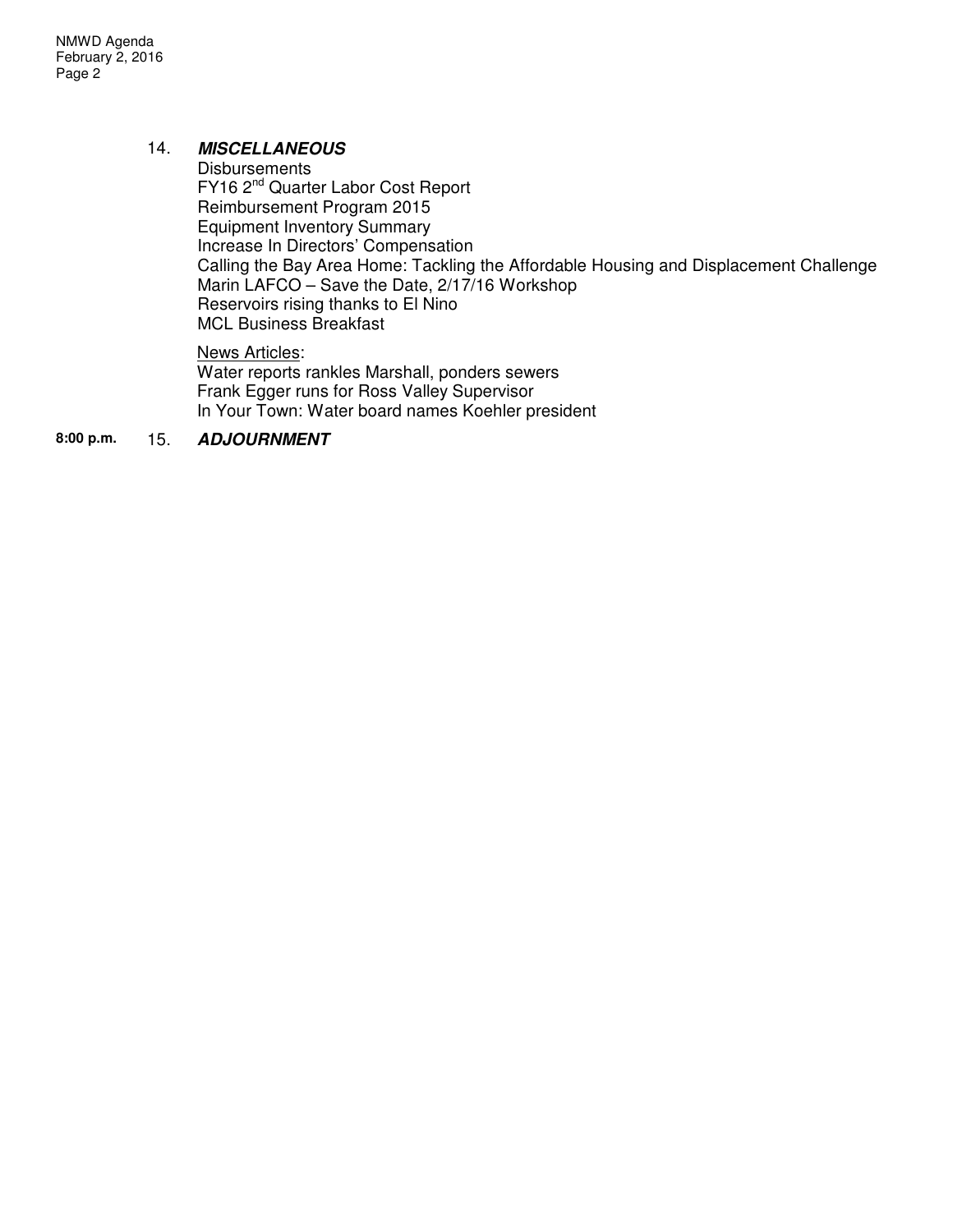14. ***MISCELLANEOUS***

Disbursements
FY16 2nd Quarter Labor Cost Report
Reimbursement Program 2015
Equipment Inventory Summary
Increase In Directors' Compensation
Calling the Bay Area Home: Tackling the Affordable Housing and Displacement Challenge
Marin LAFCO – Save the Date, 2/17/16 Workshop
Reservoirs rising thanks to El Nino
MCL Business Breakfast

News Articles:
Water reports rankles Marshall, ponders sewers
Frank Egger runs for Ross Valley Supervisor
In Your Town: Water board names Koehler president

**8:00 p.m.** 15. ***ADJOURNMENT***